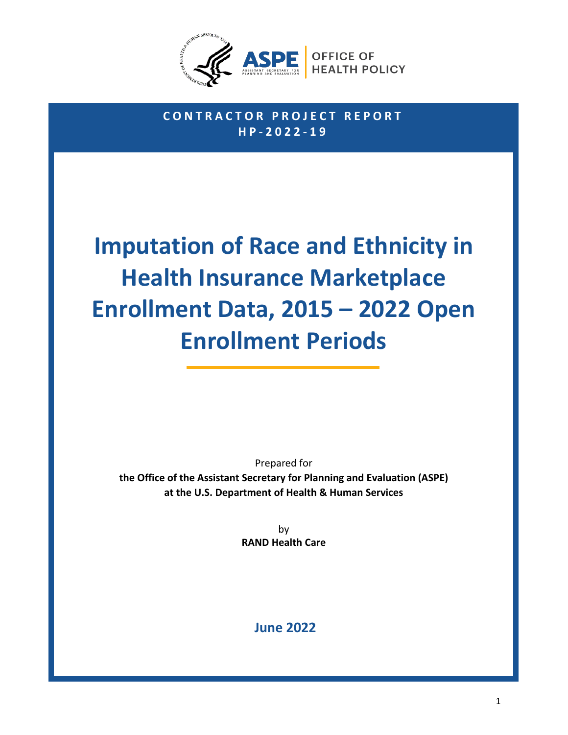ASPE | OFFICE OF HEALTH POLICY

**CONTRACTOR PROJECT REPORT**
**HP-2022-19**

# Imputation of Race and Ethnicity in Health Insurance Marketplace Enrollment Data, 2015 – 2022 Open Enrollment Periods

Prepared for
**the Office of the Assistant Secretary for Planning and Evaluation (ASPE) at the U.S. Department of Health & Human Services**

by
**RAND Health Care**

**June 2022**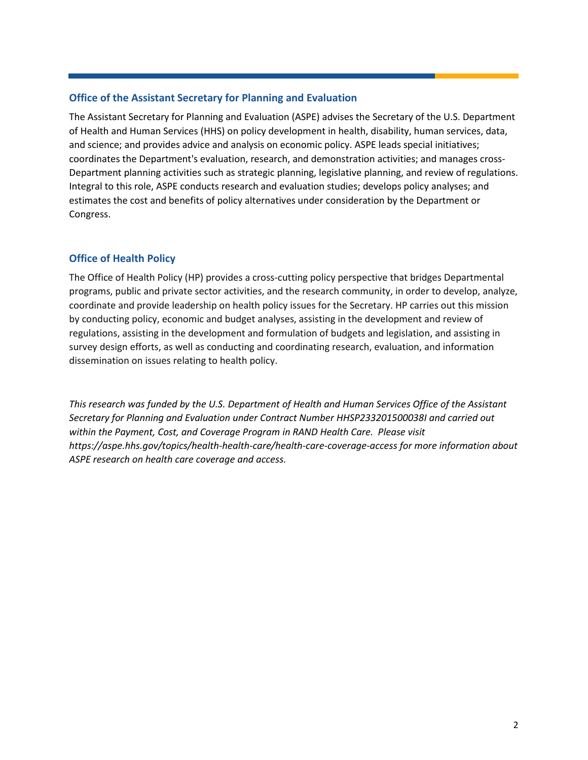### Office of the Assistant Secretary for Planning and Evaluation

The Assistant Secretary for Planning and Evaluation (ASPE) advises the Secretary of the U.S. Department of Health and Human Services (HHS) on policy development in health, disability, human services, data, and science; and provides advice and analysis on economic policy. ASPE leads special initiatives; coordinates the Department's evaluation, research, and demonstration activities; and manages cross-Department planning activities such as strategic planning, legislative planning, and review of regulations. Integral to this role, ASPE conducts research and evaluation studies; develops policy analyses; and estimates the cost and benefits of policy alternatives under consideration by the Department or Congress.

### Office of Health Policy

The Office of Health Policy (HP) provides a cross-cutting policy perspective that bridges Departmental programs, public and private sector activities, and the research community, in order to develop, analyze, coordinate and provide leadership on health policy issues for the Secretary. HP carries out this mission by conducting policy, economic and budget analyses, assisting in the development and review of regulations, assisting in the development and formulation of budgets and legislation, and assisting in survey design efforts, as well as conducting and coordinating research, evaluation, and information dissemination on issues relating to health policy.

*This research was funded by the U.S. Department of Health and Human Services Office of the Assistant Secretary for Planning and Evaluation under Contract Number HHSP233201500038I and carried out within the Payment, Cost, and Coverage Program in RAND Health Care. Please visit https://aspe.hhs.gov/topics/health-health-care/health-care-coverage-access for more information about ASPE research on health care coverage and access.*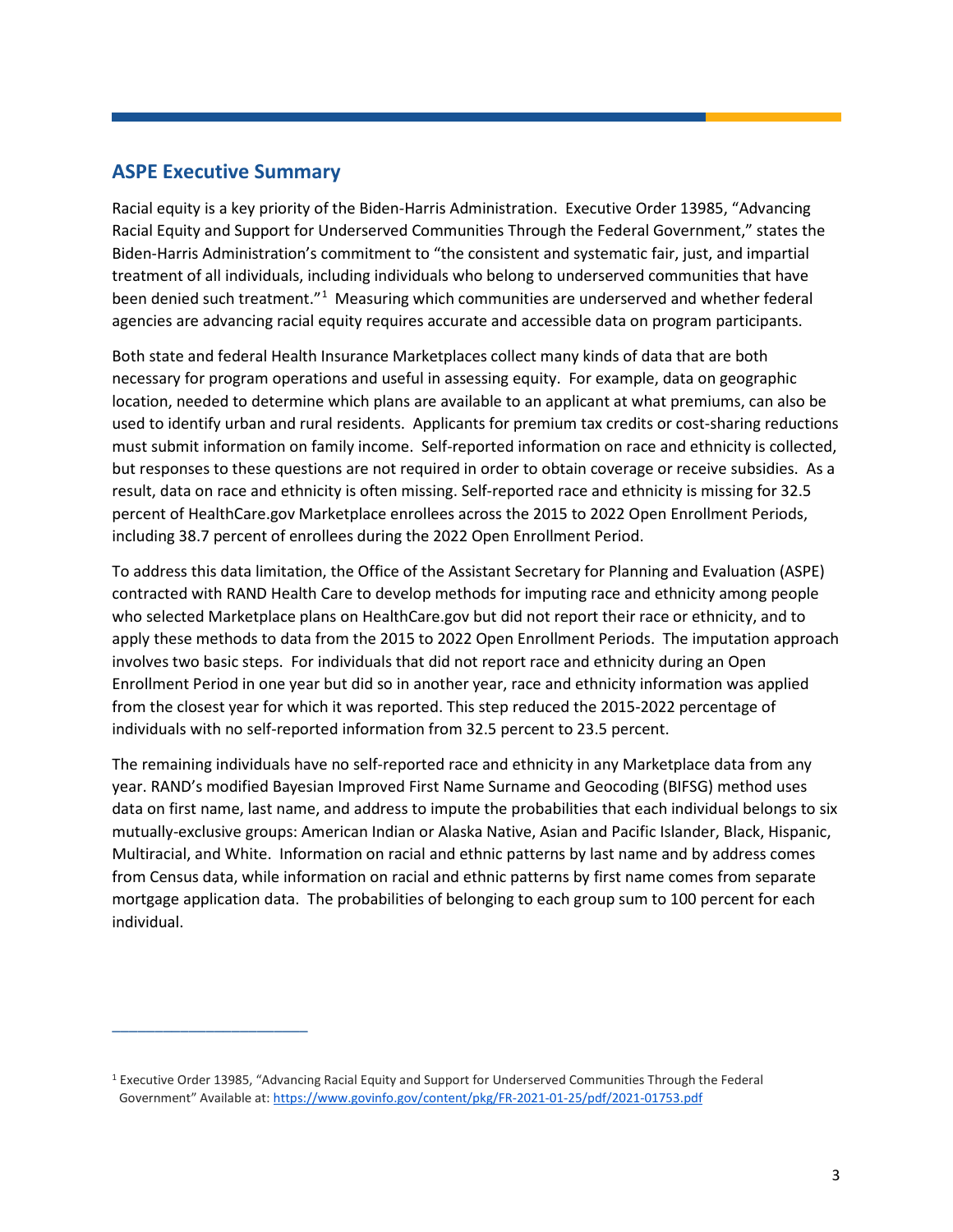## ASPE Executive Summary

Racial equity is a key priority of the Biden-Harris Administration. Executive Order 13985, "Advancing Racial Equity and Support for Underserved Communities Through the Federal Government," states the Biden-Harris Administration's commitment to "the consistent and systematic fair, just, and impartial treatment of all individuals, including individuals who belong to underserved communities that have been denied such treatment."[1] Measuring which communities are underserved and whether federal agencies are advancing racial equity requires accurate and accessible data on program participants.

Both state and federal Health Insurance Marketplaces collect many kinds of data that are both necessary for program operations and useful in assessing equity. For example, data on geographic location, needed to determine which plans are available to an applicant at what premiums, can also be used to identify urban and rural residents. Applicants for premium tax credits or cost-sharing reductions must submit information on family income. Self-reported information on race and ethnicity is collected, but responses to these questions are not required in order to obtain coverage or receive subsidies. As a result, data on race and ethnicity is often missing. Self-reported race and ethnicity is missing for 32.5 percent of HealthCare.gov Marketplace enrollees across the 2015 to 2022 Open Enrollment Periods, including 38.7 percent of enrollees during the 2022 Open Enrollment Period.

To address this data limitation, the Office of the Assistant Secretary for Planning and Evaluation (ASPE) contracted with RAND Health Care to develop methods for imputing race and ethnicity among people who selected Marketplace plans on HealthCare.gov but did not report their race or ethnicity, and to apply these methods to data from the 2015 to 2022 Open Enrollment Periods. The imputation approach involves two basic steps. For individuals that did not report race and ethnicity during an Open Enrollment Period in one year but did so in another year, race and ethnicity information was applied from the closest year for which it was reported. This step reduced the 2015-2022 percentage of individuals with no self-reported information from 32.5 percent to 23.5 percent.

The remaining individuals have no self-reported race and ethnicity in any Marketplace data from any year. RAND's modified Bayesian Improved First Name Surname and Geocoding (BIFSG) method uses data on first name, last name, and address to impute the probabilities that each individual belongs to six mutually-exclusive groups: American Indian or Alaska Native, Asian and Pacific Islander, Black, Hispanic, Multiracial, and White. Information on racial and ethnic patterns by last name and by address comes from Census data, while information on racial and ethnic patterns by first name comes from separate mortgage application data. The probabilities of belonging to each group sum to 100 percent for each individual.

---

[1] Executive Order 13985, "Advancing Racial Equity and Support for Underserved Communities Through the Federal Government" Available at: https://www.govinfo.gov/content/pkg/FR-2021-01-25/pdf/2021-01753.pdf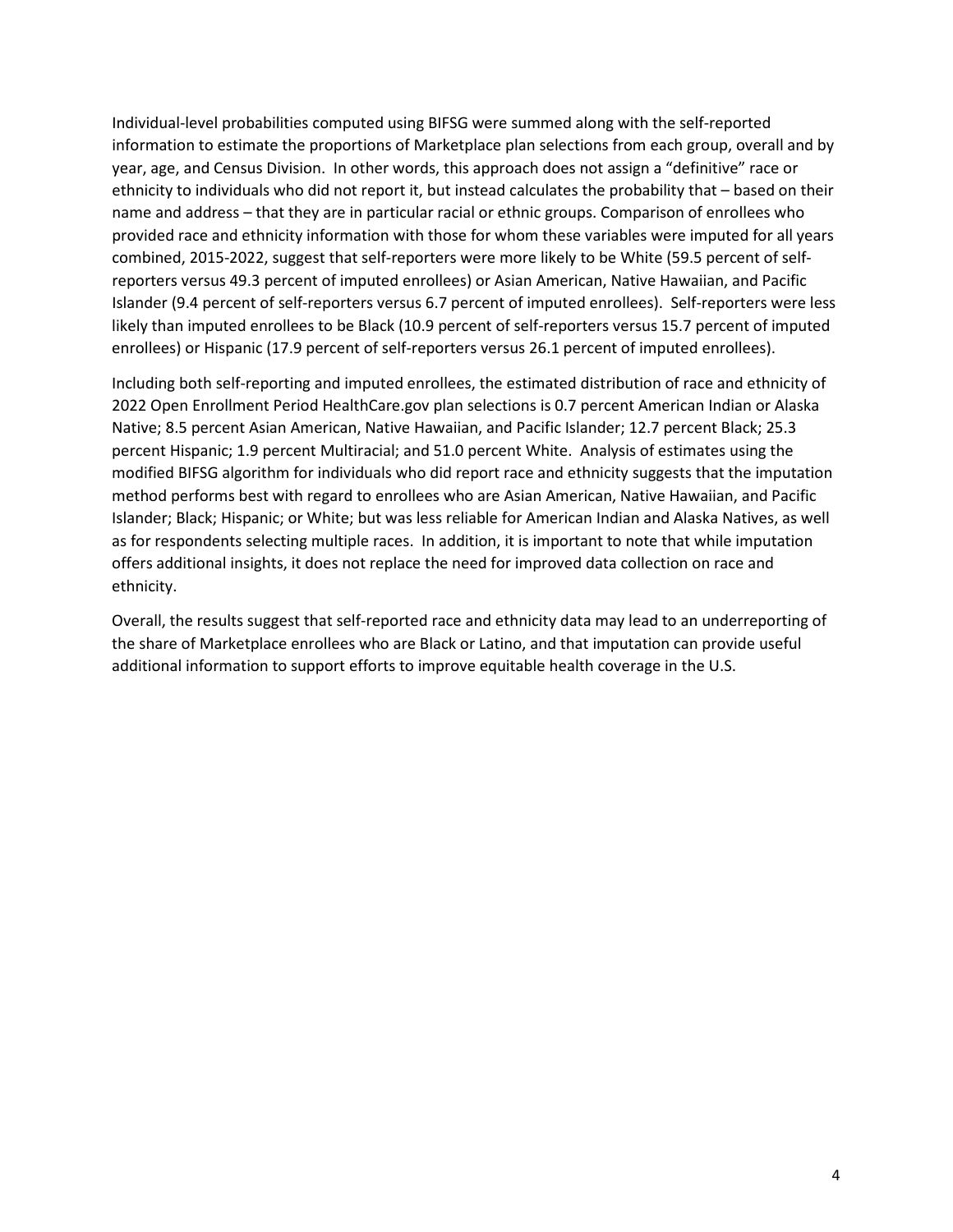Individual-level probabilities computed using BIFSG were summed along with the self-reported information to estimate the proportions of Marketplace plan selections from each group, overall and by year, age, and Census Division. In other words, this approach does not assign a "definitive" race or ethnicity to individuals who did not report it, but instead calculates the probability that – based on their name and address – that they are in particular racial or ethnic groups. Comparison of enrollees who provided race and ethnicity information with those for whom these variables were imputed for all years combined, 2015-2022, suggest that self-reporters were more likely to be White (59.5 percent of self-reporters versus 49.3 percent of imputed enrollees) or Asian American, Native Hawaiian, and Pacific Islander (9.4 percent of self-reporters versus 6.7 percent of imputed enrollees). Self-reporters were less likely than imputed enrollees to be Black (10.9 percent of self-reporters versus 15.7 percent of imputed enrollees) or Hispanic (17.9 percent of self-reporters versus 26.1 percent of imputed enrollees).

Including both self-reporting and imputed enrollees, the estimated distribution of race and ethnicity of 2022 Open Enrollment Period HealthCare.gov plan selections is 0.7 percent American Indian or Alaska Native; 8.5 percent Asian American, Native Hawaiian, and Pacific Islander; 12.7 percent Black; 25.3 percent Hispanic; 1.9 percent Multiracial; and 51.0 percent White. Analysis of estimates using the modified BIFSG algorithm for individuals who did report race and ethnicity suggests that the imputation method performs best with regard to enrollees who are Asian American, Native Hawaiian, and Pacific Islander; Black; Hispanic; or White; but was less reliable for American Indian and Alaska Natives, as well as for respondents selecting multiple races. In addition, it is important to note that while imputation offers additional insights, it does not replace the need for improved data collection on race and ethnicity.

Overall, the results suggest that self-reported race and ethnicity data may lead to an underreporting of the share of Marketplace enrollees who are Black or Latino, and that imputation can provide useful additional information to support efforts to improve equitable health coverage in the U.S.